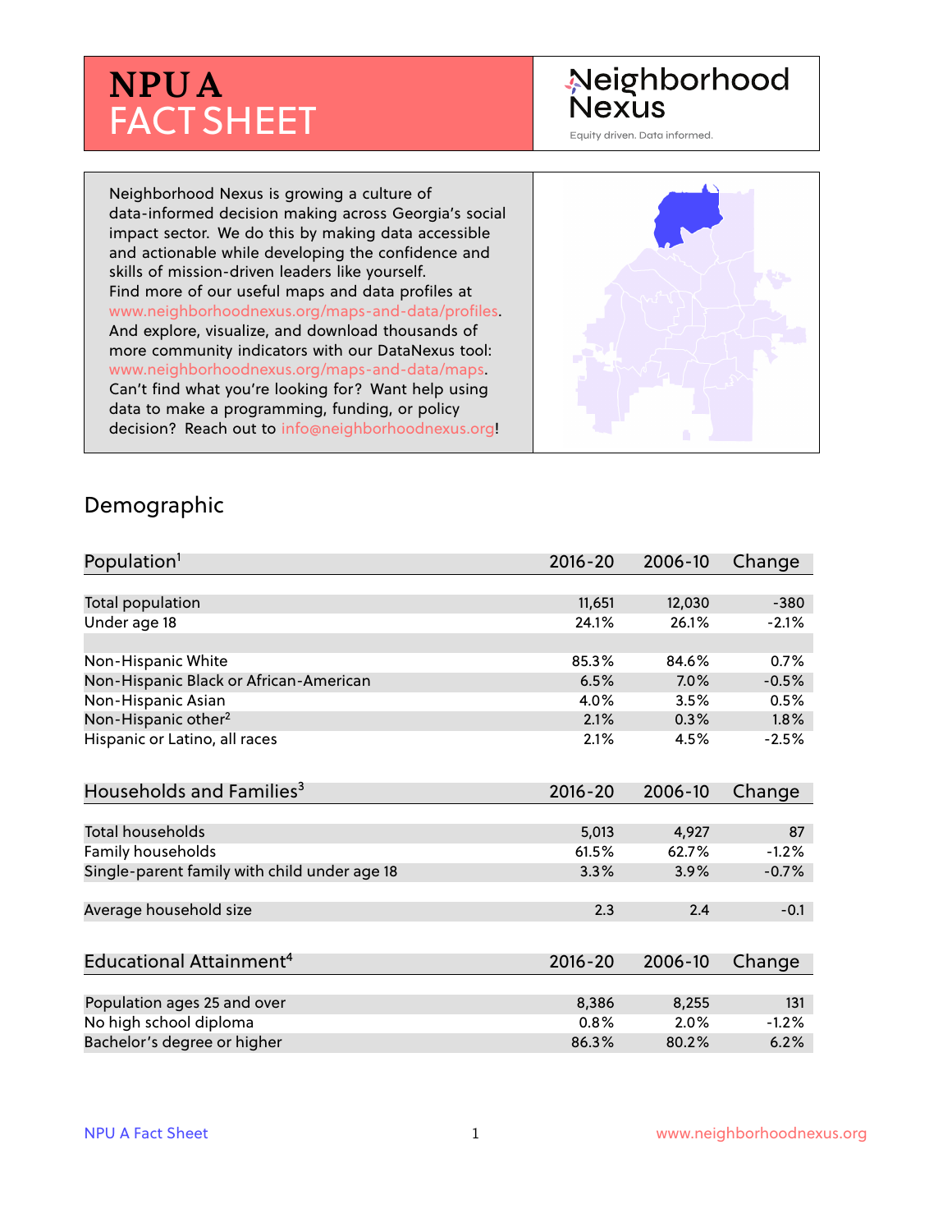# NPU A FACT SHEET

Neighborhood Nexus

Equity driven. Data informed.

Neighborhood Nexus is growing a culture of data-informed decision making across Georgia's social impact sector. We do this by making data accessible and actionable while developing the confidence and skills of mission-driven leaders like yourself. Find more of our useful maps and data profiles at www.neighborhoodnexus.org/maps-and-data/profiles. And explore, visualize, and download thousands of more community indicators with our DataNexus tool: www.neighborhoodnexus.org/maps-and-data/maps. Can't find what you're looking for? Want help using data to make a programming, funding, or policy decision? Reach out to info@neighborhoodnexus.org!

## Demographic

| Population[1] | 2016-20 | 2006-10 | Change |
|---|---|---|---|
| Total population | 11,651 | 12,030 | -380 |
| Under age 18 | 24.1% | 26.1% | -2.1% |
| | | | |
| Non-Hispanic White | 85.3% | 84.6% | 0.7% |
| Non-Hispanic Black or African-American | 6.5% | 7.0% | -0.5% |
| Non-Hispanic Asian | 4.0% | 3.5% | 0.5% |
| Non-Hispanic other[2] | 2.1% | 0.3% | 1.8% |
| Hispanic or Latino, all races | 2.1% | 4.5% | -2.5% |

| Households and Families[3] | 2016-20 | 2006-10 | Change |
|---|---|---|---|
| Total households | 5,013 | 4,927 | 87 |
| Family households | 61.5% | 62.7% | -1.2% |
| Single-parent family with child under age 18 | 3.3% | 3.9% | -0.7% |
| | | | |
| Average household size | 2.3 | 2.4 | -0.1 |

| Educational Attainment[4] | 2016-20 | 2006-10 | Change |
|---|---|---|---|
| Population ages 25 and over | 8,386 | 8,255 | 131 |
| No high school diploma | 0.8% | 2.0% | -1.2% |
| Bachelor's degree or higher | 86.3% | 80.2% | 6.2% |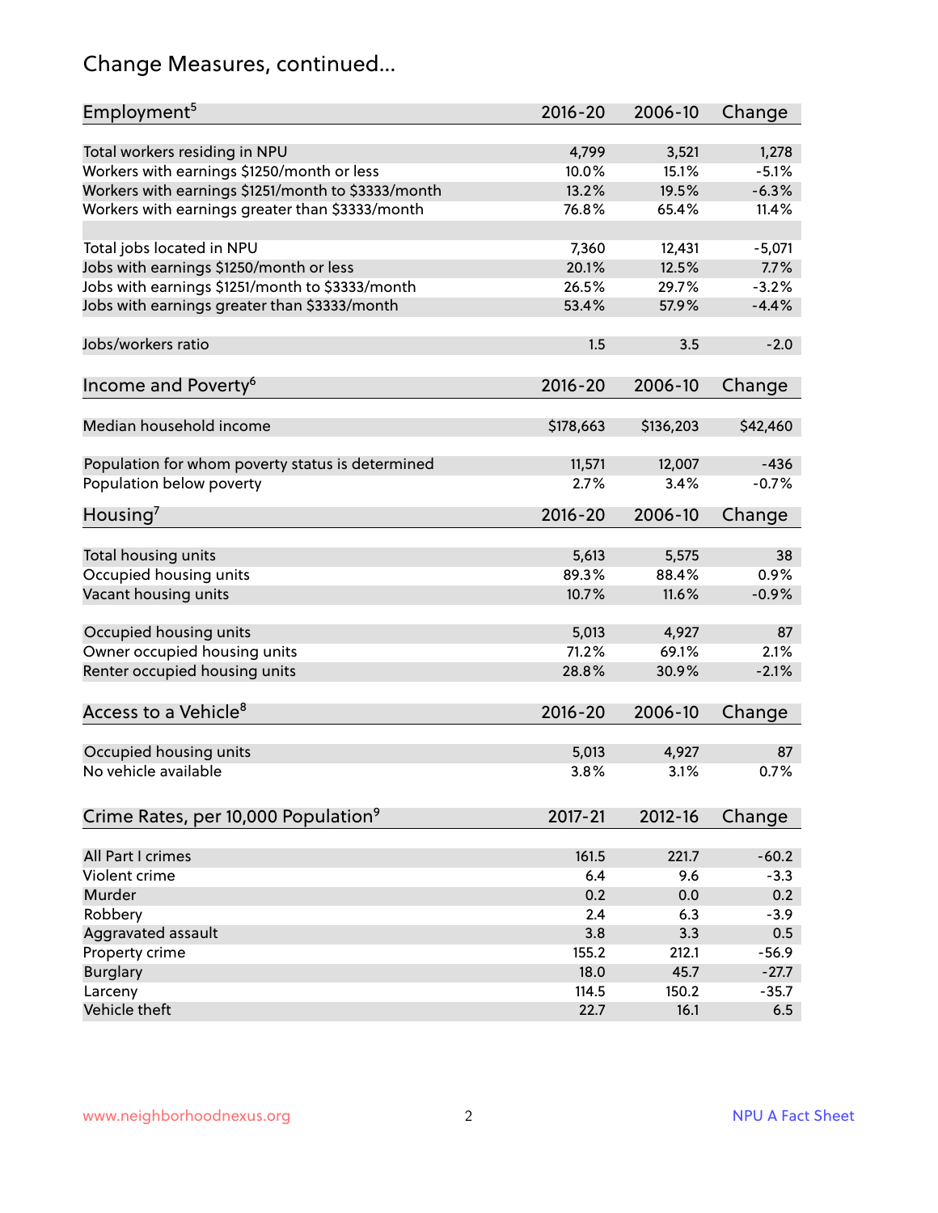# Change Measures, continued...

| Employment[5] | 2016-20 | 2006-10 | Change |
|---|---|---|---|
| Total workers residing in NPU | 4,799 | 3,521 | 1,278 |
| Workers with earnings $1250/month or less | 10.0% | 15.1% | -5.1% |
| Workers with earnings $1251/month to $3333/month | 13.2% | 19.5% | -6.3% |
| Workers with earnings greater than $3333/month | 76.8% | 65.4% | 11.4% |
| | | | |
| Total jobs located in NPU | 7,360 | 12,431 | -5,071 |
| Jobs with earnings $1250/month or less | 20.1% | 12.5% | 7.7% |
| Jobs with earnings $1251/month to $3333/month | 26.5% | 29.7% | -3.2% |
| Jobs with earnings greater than $3333/month | 53.4% | 57.9% | -4.4% |
| | | | |
| Jobs/workers ratio | 1.5 | 3.5 | -2.0 |

| Income and Poverty[6] | 2016-20 | 2006-10 | Change |
|---|---|---|---|
| Median household income | $178,663 | $136,203 | $42,460 |
| | | | |
| Population for whom poverty status is determined | 11,571 | 12,007 | -436 |
| Population below poverty | 2.7% | 3.4% | -0.7% |

| Housing[7] | 2016-20 | 2006-10 | Change |
|---|---|---|---|
| Total housing units | 5,613 | 5,575 | 38 |
| Occupied housing units | 89.3% | 88.4% | 0.9% |
| Vacant housing units | 10.7% | 11.6% | -0.9% |
| | | | |
| Occupied housing units | 5,013 | 4,927 | 87 |
| Owner occupied housing units | 71.2% | 69.1% | 2.1% |
| Renter occupied housing units | 28.8% | 30.9% | -2.1% |

| Access to a Vehicle[8] | 2016-20 | 2006-10 | Change |
|---|---|---|---|
| Occupied housing units | 5,013 | 4,927 | 87 |
| No vehicle available | 3.8% | 3.1% | 0.7% |

| Crime Rates, per 10,000 Population[9] | 2017-21 | 2012-16 | Change |
|---|---|---|---|
| All Part I crimes | 161.5 | 221.7 | -60.2 |
| Violent crime | 6.4 | 9.6 | -3.3 |
| Murder | 0.2 | 0.0 | 0.2 |
| Robbery | 2.4 | 6.3 | -3.9 |
| Aggravated assault | 3.8 | 3.3 | 0.5 |
| Property crime | 155.2 | 212.1 | -56.9 |
| Burglary | 18.0 | 45.7 | -27.7 |
| Larceny | 114.5 | 150.2 | -35.7 |
| Vehicle theft | 22.7 | 16.1 | 6.5 |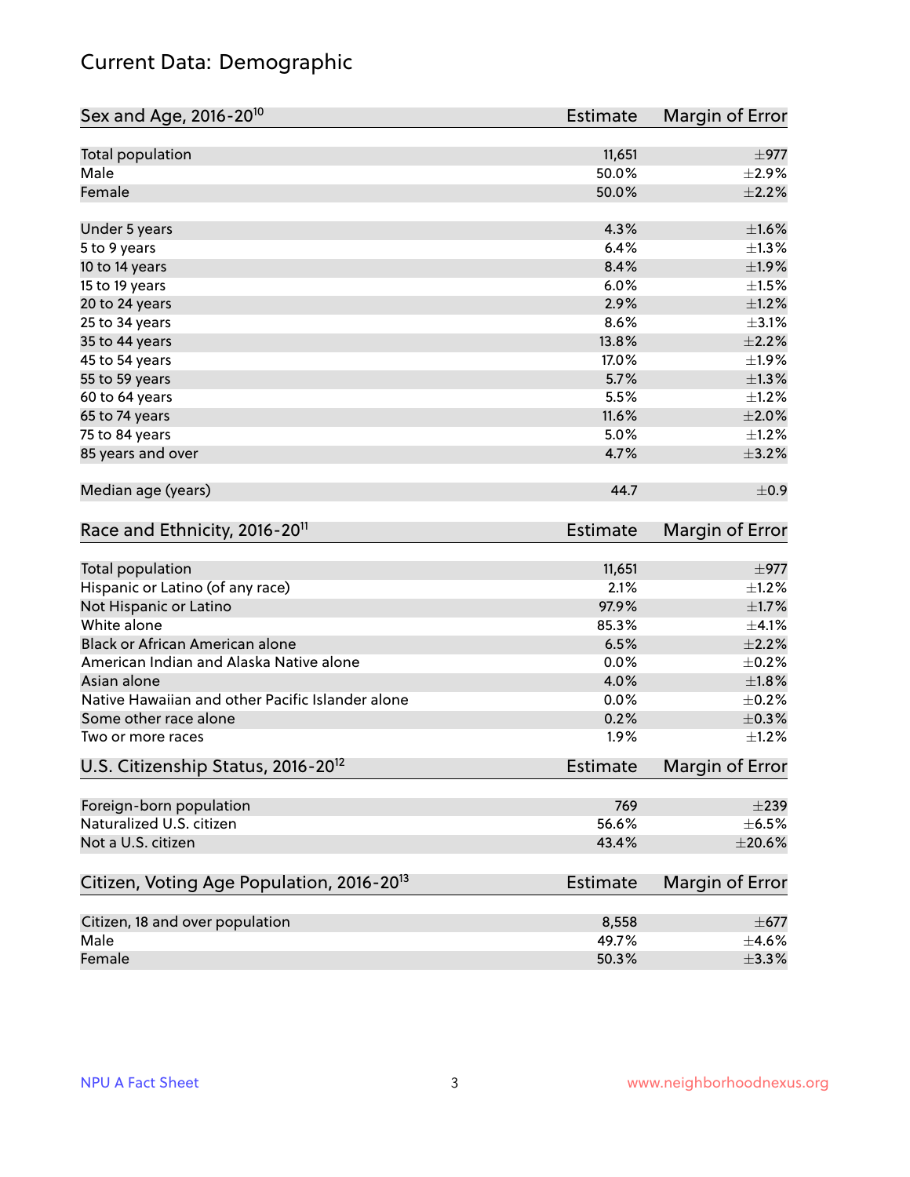# Current Data: Demographic

| Sex and Age, 2016-20[10] | Estimate | Margin of Error |
| --- | --- | --- |
| Total population | 11,651 | ±977 |
| Male | 50.0% | ±2.9% |
| Female | 50.0% | ±2.2% |
| Under 5 years | 4.3% | ±1.6% |
| 5 to 9 years | 6.4% | ±1.3% |
| 10 to 14 years | 8.4% | ±1.9% |
| 15 to 19 years | 6.0% | ±1.5% |
| 20 to 24 years | 2.9% | ±1.2% |
| 25 to 34 years | 8.6% | ±3.1% |
| 35 to 44 years | 13.8% | ±2.2% |
| 45 to 54 years | 17.0% | ±1.9% |
| 55 to 59 years | 5.7% | ±1.3% |
| 60 to 64 years | 5.5% | ±1.2% |
| 65 to 74 years | 11.6% | ±2.0% |
| 75 to 84 years | 5.0% | ±1.2% |
| 85 years and over | 4.7% | ±3.2% |
| Median age (years) | 44.7 | ±0.9 |

| Race and Ethnicity, 2016-20[11] | Estimate | Margin of Error |
| --- | --- | --- |
| Total population | 11,651 | ±977 |
| Hispanic or Latino (of any race) | 2.1% | ±1.2% |
| Not Hispanic or Latino | 97.9% | ±1.7% |
| White alone | 85.3% | ±4.1% |
| Black or African American alone | 6.5% | ±2.2% |
| American Indian and Alaska Native alone | 0.0% | ±0.2% |
| Asian alone | 4.0% | ±1.8% |
| Native Hawaiian and other Pacific Islander alone | 0.0% | ±0.2% |
| Some other race alone | 0.2% | ±0.3% |
| Two or more races | 1.9% | ±1.2% |

| U.S. Citizenship Status, 2016-20[12] | Estimate | Margin of Error |
| --- | --- | --- |
| Foreign-born population | 769 | ±239 |
| Naturalized U.S. citizen | 56.6% | ±6.5% |
| Not a U.S. citizen | 43.4% | ±20.6% |

| Citizen, Voting Age Population, 2016-20[13] | Estimate | Margin of Error |
| --- | --- | --- |
| Citizen, 18 and over population | 8,558 | ±677 |
| Male | 49.7% | ±4.6% |
| Female | 50.3% | ±3.3% |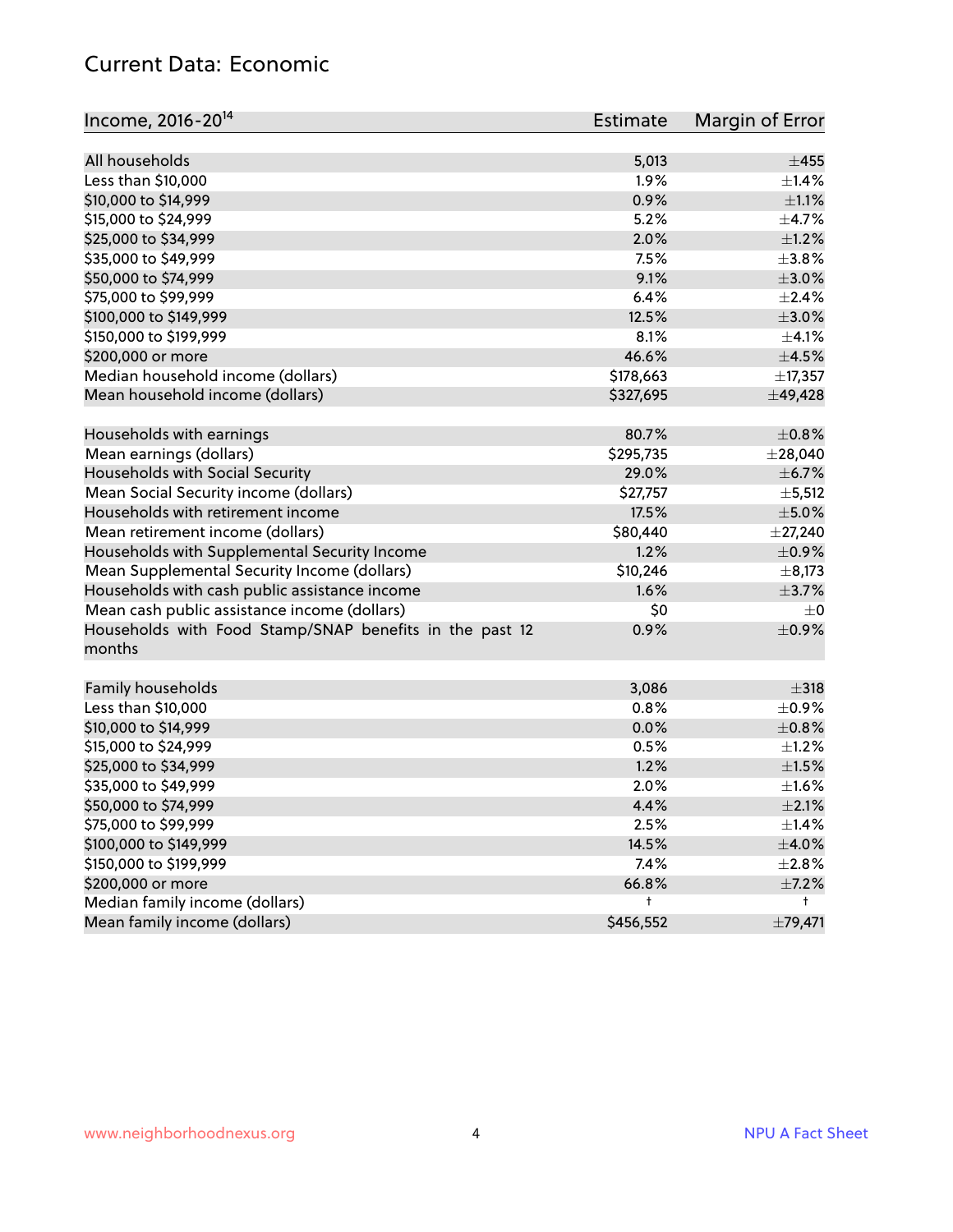## Current Data: Economic

| Income, 2016-20[14] | Estimate | Margin of Error |
|---|---|---|
| All households | 5,013 | ±455 |
| Less than $10,000 | 1.9% | ±1.4% |
| $10,000 to $14,999 | 0.9% | ±1.1% |
| $15,000 to $24,999 | 5.2% | ±4.7% |
| $25,000 to $34,999 | 2.0% | ±1.2% |
| $35,000 to $49,999 | 7.5% | ±3.8% |
| $50,000 to $74,999 | 9.1% | ±3.0% |
| $75,000 to $99,999 | 6.4% | ±2.4% |
| $100,000 to $149,999 | 12.5% | ±3.0% |
| $150,000 to $199,999 | 8.1% | ±4.1% |
| $200,000 or more | 46.6% | ±4.5% |
| Median household income (dollars) | $178,663 | ±17,357 |
| Mean household income (dollars) | $327,695 | ±49,428 |
| | | |
| Households with earnings | 80.7% | ±0.8% |
| Mean earnings (dollars) | $295,735 | ±28,040 |
| Households with Social Security | 29.0% | ±6.7% |
| Mean Social Security income (dollars) | $27,757 | ±5,512 |
| Households with retirement income | 17.5% | ±5.0% |
| Mean retirement income (dollars) | $80,440 | ±27,240 |
| Households with Supplemental Security Income | 1.2% | ±0.9% |
| Mean Supplemental Security Income (dollars) | $10,246 | ±8,173 |
| Households with cash public assistance income | 1.6% | ±3.7% |
| Mean cash public assistance income (dollars) | $0 | ±0 |
| Households with Food Stamp/SNAP benefits in the past 12 months | 0.9% | ±0.9% |
| | | |
| Family households | 3,086 | ±318 |
| Less than $10,000 | 0.8% | ±0.9% |
| $10,000 to $14,999 | 0.0% | ±0.8% |
| $15,000 to $24,999 | 0.5% | ±1.2% |
| $25,000 to $34,999 | 1.2% | ±1.5% |
| $35,000 to $49,999 | 2.0% | ±1.6% |
| $50,000 to $74,999 | 4.4% | ±2.1% |
| $75,000 to $99,999 | 2.5% | ±1.4% |
| $100,000 to $149,999 | 14.5% | ±4.0% |
| $150,000 to $199,999 | 7.4% | ±2.8% |
| $200,000 or more | 66.8% | ±7.2% |
| Median family income (dollars) | † | † |
| Mean family income (dollars) | $456,552 | ±79,471 |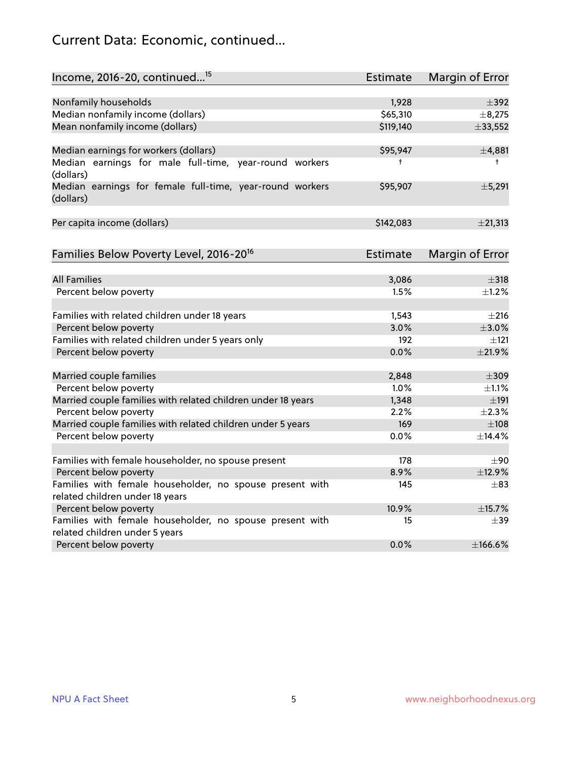## Current Data: Economic, continued...

| Income, 2016-20, continued...[15] | Estimate | Margin of Error |
|---|---|---|
| Nonfamily households | 1,928 | ±392 |
| Median nonfamily income (dollars) | $65,310 | ±8,275 |
| Mean nonfamily income (dollars) | $119,140 | ±33,552 |
| Median earnings for workers (dollars) | $95,947 | ±4,881 |
| Median earnings for male full-time, year-round workers (dollars) | † | † |
| Median earnings for female full-time, year-round workers (dollars) | $95,907 | ±5,291 |
| Per capita income (dollars) | $142,083 | ±21,313 |

| Families Below Poverty Level, 2016-20[16] | Estimate | Margin of Error |
|---|---|---|
| All Families | 3,086 | ±318 |
| Percent below poverty | 1.5% | ±1.2% |
| Families with related children under 18 years | 1,543 | ±216 |
| Percent below poverty | 3.0% | ±3.0% |
| Families with related children under 5 years only | 192 | ±121 |
| Percent below poverty | 0.0% | ±21.9% |
| Married couple families | 2,848 | ±309 |
| Percent below poverty | 1.0% | ±1.1% |
| Married couple families with related children under 18 years | 1,348 | ±191 |
| Percent below poverty | 2.2% | ±2.3% |
| Married couple families with related children under 5 years | 169 | ±108 |
| Percent below poverty | 0.0% | ±14.4% |
| Families with female householder, no spouse present | 178 | ±90 |
| Percent below poverty | 8.9% | ±12.9% |
| Families with female householder, no spouse present with related children under 18 years | 145 | ±83 |
| Percent below poverty | 10.9% | ±15.7% |
| Families with female householder, no spouse present with related children under 5 years | 15 | ±39 |
| Percent below poverty | 0.0% | ±166.6% |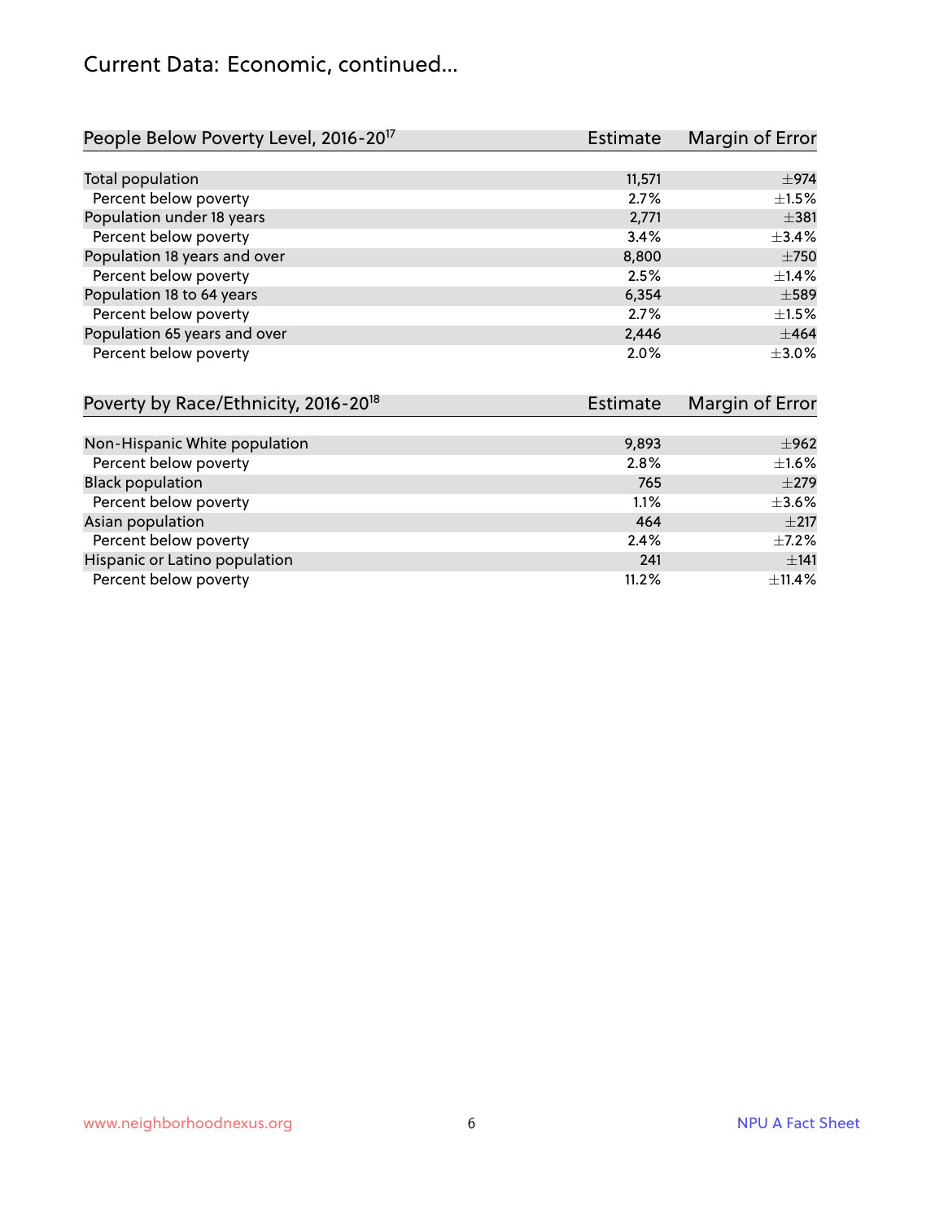# Current Data: Economic, continued...

| People Below Poverty Level, 2016-20[17] | Estimate | Margin of Error |
| --- | --- | --- |
| Total population | 11,571 | ±974 |
| Percent below poverty | 2.7% | ±1.5% |
| Population under 18 years | 2,771 | ±381 |
| Percent below poverty | 3.4% | ±3.4% |
| Population 18 years and over | 8,800 | ±750 |
| Percent below poverty | 2.5% | ±1.4% |
| Population 18 to 64 years | 6,354 | ±589 |
| Percent below poverty | 2.7% | ±1.5% |
| Population 65 years and over | 2,446 | ±464 |
| Percent below poverty | 2.0% | ±3.0% |

| Poverty by Race/Ethnicity, 2016-20[18] | Estimate | Margin of Error |
| --- | --- | --- |
| Non-Hispanic White population | 9,893 | ±962 |
| Percent below poverty | 2.8% | ±1.6% |
| Black population | 765 | ±279 |
| Percent below poverty | 1.1% | ±3.6% |
| Asian population | 464 | ±217 |
| Percent below poverty | 2.4% | ±7.2% |
| Hispanic or Latino population | 241 | ±141 |
| Percent below poverty | 11.2% | ±11.4% |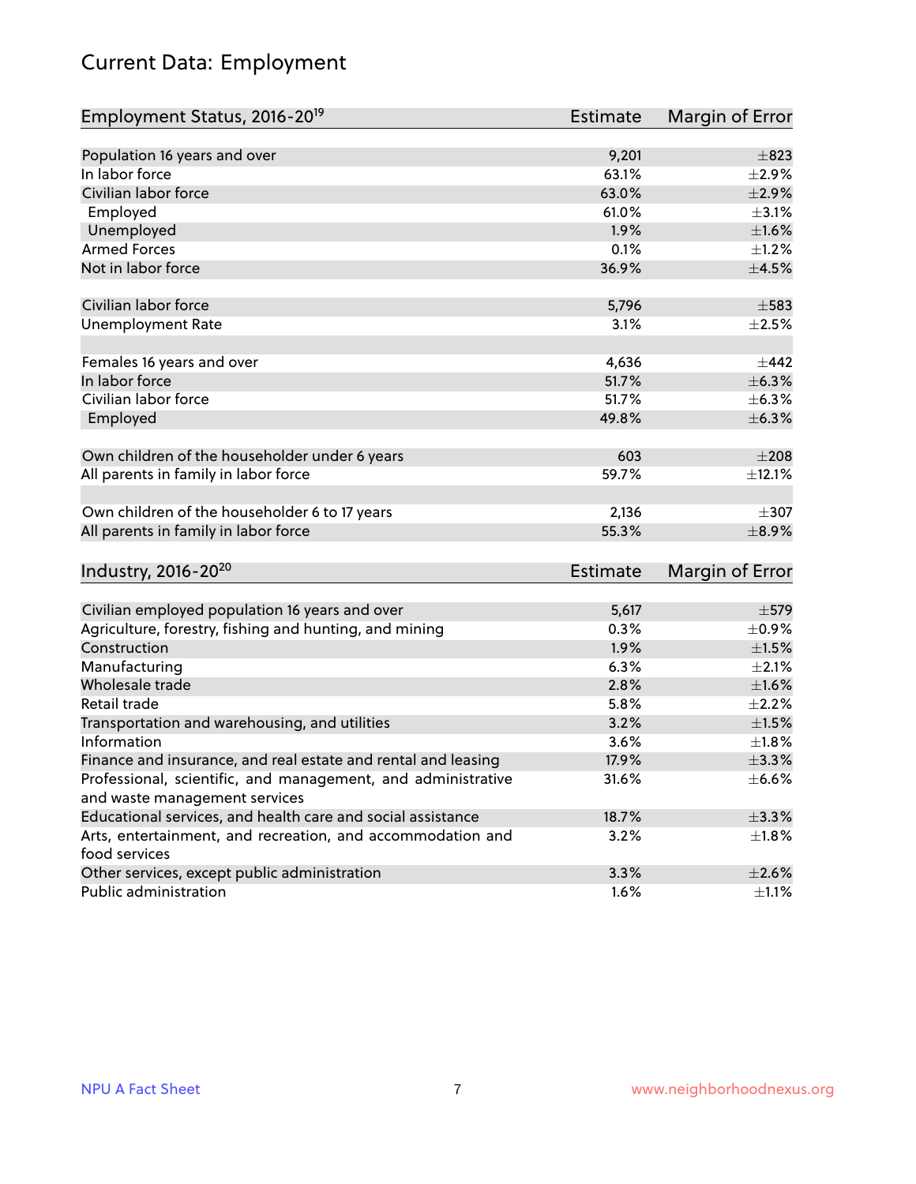# Current Data: Employment

| Employment Status, 2016-20[19] | Estimate | Margin of Error |
|---|---|---|
| Population 16 years and over | 9,201 | ±823 |
| In labor force | 63.1% | ±2.9% |
| Civilian labor force | 63.0% | ±2.9% |
| Employed | 61.0% | ±3.1% |
| Unemployed | 1.9% | ±1.6% |
| Armed Forces | 0.1% | ±1.2% |
| Not in labor force | 36.9% | ±4.5% |
| | | |
| Civilian labor force | 5,796 | ±583 |
| Unemployment Rate | 3.1% | ±2.5% |
| | | |
| Females 16 years and over | 4,636 | ±442 |
| In labor force | 51.7% | ±6.3% |
| Civilian labor force | 51.7% | ±6.3% |
| Employed | 49.8% | ±6.3% |
| | | |
| Own children of the householder under 6 years | 603 | ±208 |
| All parents in family in labor force | 59.7% | ±12.1% |
| | | |
| Own children of the householder 6 to 17 years | 2,136 | ±307 |
| All parents in family in labor force | 55.3% | ±8.9% |

| Industry, 2016-20[20] | Estimate | Margin of Error |
|---|---|---|
| Civilian employed population 16 years and over | 5,617 | ±579 |
| Agriculture, forestry, fishing and hunting, and mining | 0.3% | ±0.9% |
| Construction | 1.9% | ±1.5% |
| Manufacturing | 6.3% | ±2.1% |
| Wholesale trade | 2.8% | ±1.6% |
| Retail trade | 5.8% | ±2.2% |
| Transportation and warehousing, and utilities | 3.2% | ±1.5% |
| Information | 3.6% | ±1.8% |
| Finance and insurance, and real estate and rental and leasing | 17.9% | ±3.3% |
| Professional, scientific, and management, and administrative and waste management services | 31.6% | ±6.6% |
| Educational services, and health care and social assistance | 18.7% | ±3.3% |
| Arts, entertainment, and recreation, and accommodation and food services | 3.2% | ±1.8% |
| Other services, except public administration | 3.3% | ±2.6% |
| Public administration | 1.6% | ±1.1% |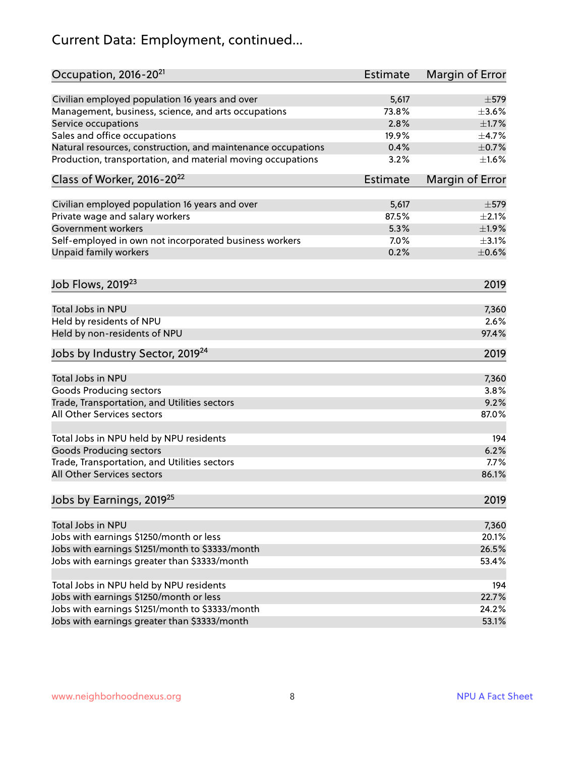# Current Data: Employment, continued...

| Occupation, 2016-20[21] | Estimate | Margin of Error |
|---|---|---|
| Civilian employed population 16 years and over | 5,617 | ±579 |
| Management, business, science, and arts occupations | 73.8% | ±3.6% |
| Service occupations | 2.8% | ±1.7% |
| Sales and office occupations | 19.9% | ±4.7% |
| Natural resources, construction, and maintenance occupations | 0.4% | ±0.7% |
| Production, transportation, and material moving occupations | 3.2% | ±1.6% |

| Class of Worker, 2016-20[22] | Estimate | Margin of Error |
|---|---|---|
| Civilian employed population 16 years and over | 5,617 | ±579 |
| Private wage and salary workers | 87.5% | ±2.1% |
| Government workers | 5.3% | ±1.9% |
| Self-employed in own not incorporated business workers | 7.0% | ±3.1% |
| Unpaid family workers | 0.2% | ±0.6% |

| Job Flows, 2019[23] | 2019 |
|---|---|
| Total Jobs in NPU | 7,360 |
| Held by residents of NPU | 2.6% |
| Held by non-residents of NPU | 97.4% |

| Jobs by Industry Sector, 2019[24] | 2019 |
|---|---|
| Total Jobs in NPU | 7,360 |
| Goods Producing sectors | 3.8% |
| Trade, Transportation, and Utilities sectors | 9.2% |
| All Other Services sectors | 87.0% |
| | |
| Total Jobs in NPU held by NPU residents | 194 |
| Goods Producing sectors | 6.2% |
| Trade, Transportation, and Utilities sectors | 7.7% |
| All Other Services sectors | 86.1% |

| Jobs by Earnings, 2019[25] | 2019 |
|---|---|
| Total Jobs in NPU | 7,360 |
| Jobs with earnings $1250/month or less | 20.1% |
| Jobs with earnings $1251/month to $3333/month | 26.5% |
| Jobs with earnings greater than $3333/month | 53.4% |
| | |
| Total Jobs in NPU held by NPU residents | 194 |
| Jobs with earnings $1250/month or less | 22.7% |
| Jobs with earnings $1251/month to $3333/month | 24.2% |
| Jobs with earnings greater than $3333/month | 53.1% |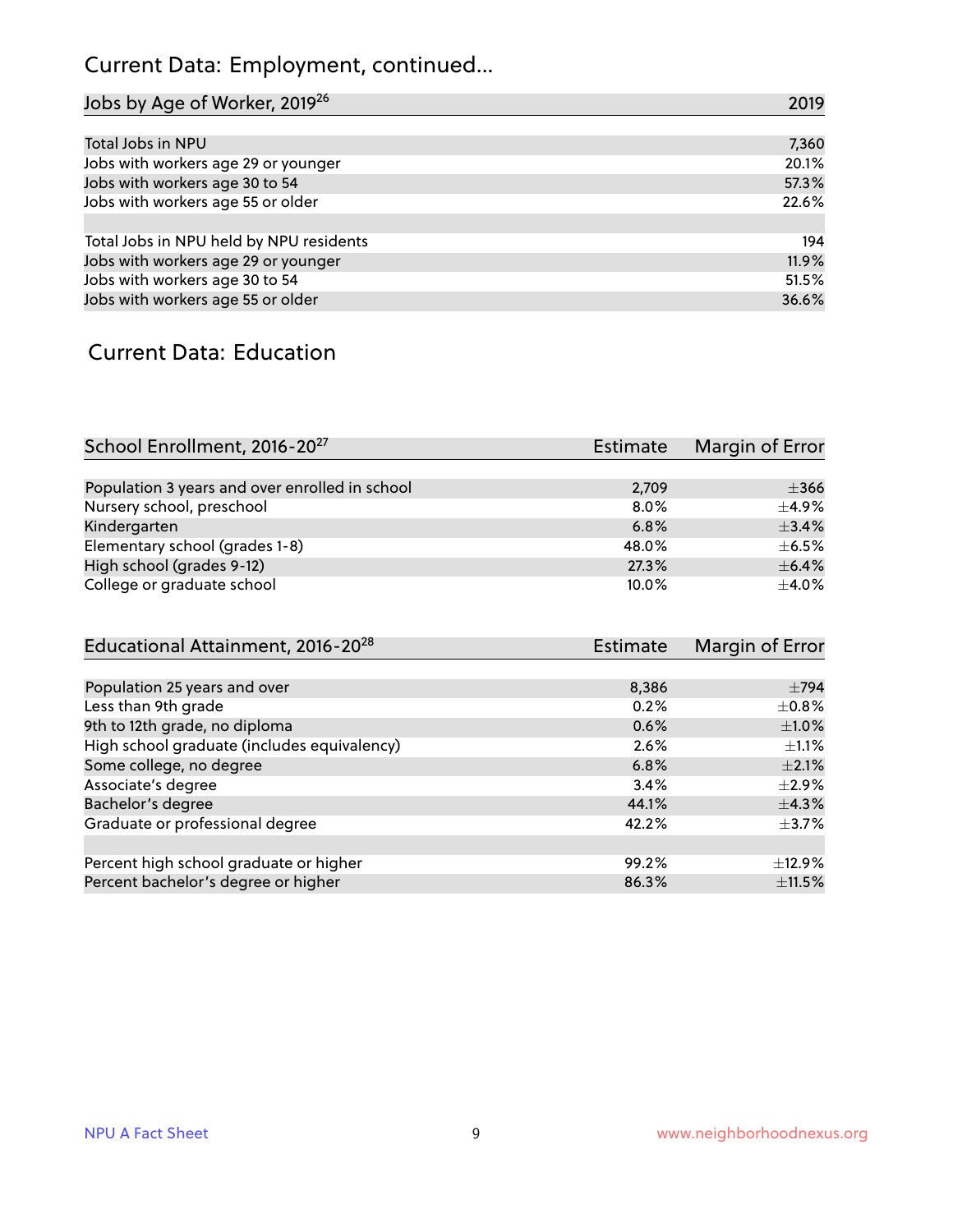## Current Data: Employment, continued...

| Jobs by Age of Worker, 2019[26] | 2019 |
|---|---|
| Total Jobs in NPU | 7,360 |
| Jobs with workers age 29 or younger | 20.1% |
| Jobs with workers age 30 to 54 | 57.3% |
| Jobs with workers age 55 or older | 22.6% |
| | |
| Total Jobs in NPU held by NPU residents | 194 |
| Jobs with workers age 29 or younger | 11.9% |
| Jobs with workers age 30 to 54 | 51.5% |
| Jobs with workers age 55 or older | 36.6% |

## Current Data: Education

| School Enrollment, 2016-20[27] | Estimate | Margin of Error |
|---|---|---|
| Population 3 years and over enrolled in school | 2,709 | ±366 |
| Nursery school, preschool | 8.0% | ±4.9% |
| Kindergarten | 6.8% | ±3.4% |
| Elementary school (grades 1-8) | 48.0% | ±6.5% |
| High school (grades 9-12) | 27.3% | ±6.4% |
| College or graduate school | 10.0% | ±4.0% |

| Educational Attainment, 2016-20[28] | Estimate | Margin of Error |
|---|---|---|
| Population 25 years and over | 8,386 | ±794 |
| Less than 9th grade | 0.2% | ±0.8% |
| 9th to 12th grade, no diploma | 0.6% | ±1.0% |
| High school graduate (includes equivalency) | 2.6% | ±1.1% |
| Some college, no degree | 6.8% | ±2.1% |
| Associate's degree | 3.4% | ±2.9% |
| Bachelor's degree | 44.1% | ±4.3% |
| Graduate or professional degree | 42.2% | ±3.7% |
| | | |
| Percent high school graduate or higher | 99.2% | ±12.9% |
| Percent bachelor's degree or higher | 86.3% | ±11.5% |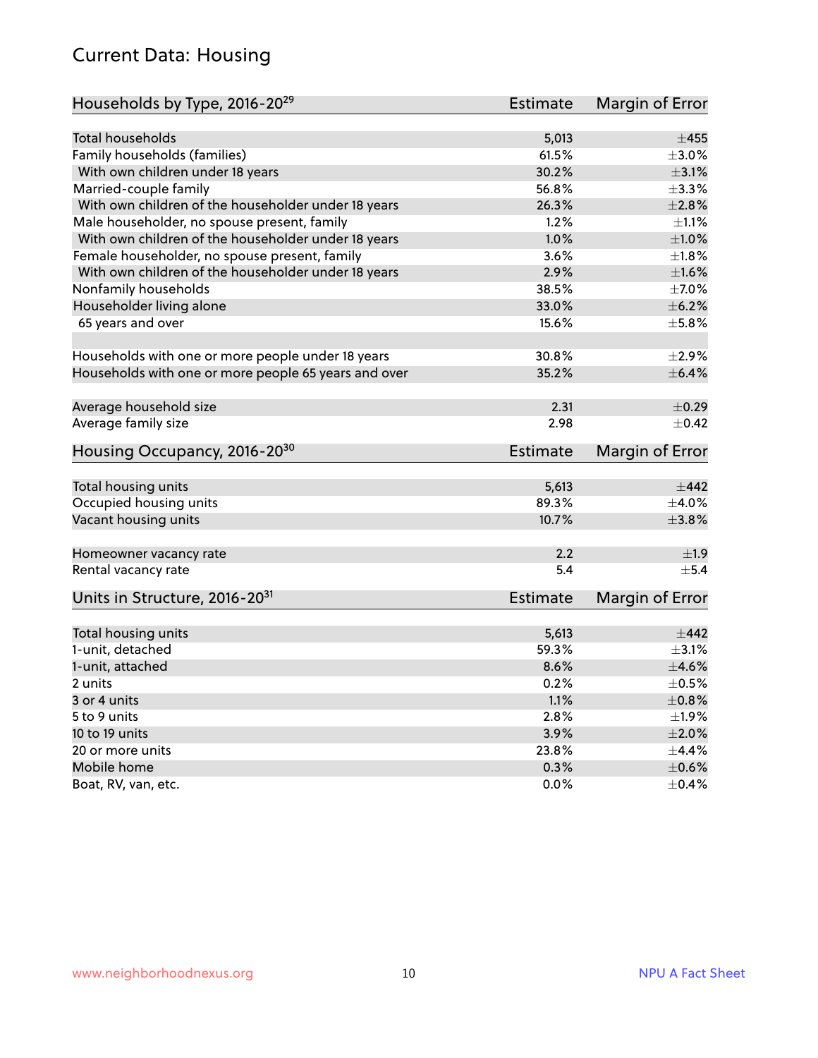## Current Data: Housing

| Households by Type, 2016-20[29] | Estimate | Margin of Error |
|---|---|---|
| Total households | 5,013 | ±455 |
| Family households (families) | 61.5% | ±3.0% |
| With own children under 18 years | 30.2% | ±3.1% |
| Married-couple family | 56.8% | ±3.3% |
| With own children of the householder under 18 years | 26.3% | ±2.8% |
| Male householder, no spouse present, family | 1.2% | ±1.1% |
| With own children of the householder under 18 years | 1.0% | ±1.0% |
| Female householder, no spouse present, family | 3.6% | ±1.8% |
| With own children of the householder under 18 years | 2.9% | ±1.6% |
| Nonfamily households | 38.5% | ±7.0% |
| Householder living alone | 33.0% | ±6.2% |
| 65 years and over | 15.6% | ±5.8% |
| Households with one or more people under 18 years | 30.8% | ±2.9% |
| Households with one or more people 65 years and over | 35.2% | ±6.4% |
| Average household size | 2.31 | ±0.29 |
| Average family size | 2.98 | ±0.42 |

| Housing Occupancy, 2016-20[30] | Estimate | Margin of Error |
|---|---|---|
| Total housing units | 5,613 | ±442 |
| Occupied housing units | 89.3% | ±4.0% |
| Vacant housing units | 10.7% | ±3.8% |
| Homeowner vacancy rate | 2.2 | ±1.9 |
| Rental vacancy rate | 5.4 | ±5.4 |

| Units in Structure, 2016-20[31] | Estimate | Margin of Error |
|---|---|---|
| Total housing units | 5,613 | ±442 |
| 1-unit, detached | 59.3% | ±3.1% |
| 1-unit, attached | 8.6% | ±4.6% |
| 2 units | 0.2% | ±0.5% |
| 3 or 4 units | 1.1% | ±0.8% |
| 5 to 9 units | 2.8% | ±1.9% |
| 10 to 19 units | 3.9% | ±2.0% |
| 20 or more units | 23.8% | ±4.4% |
| Mobile home | 0.3% | ±0.6% |
| Boat, RV, van, etc. | 0.0% | ±0.4% |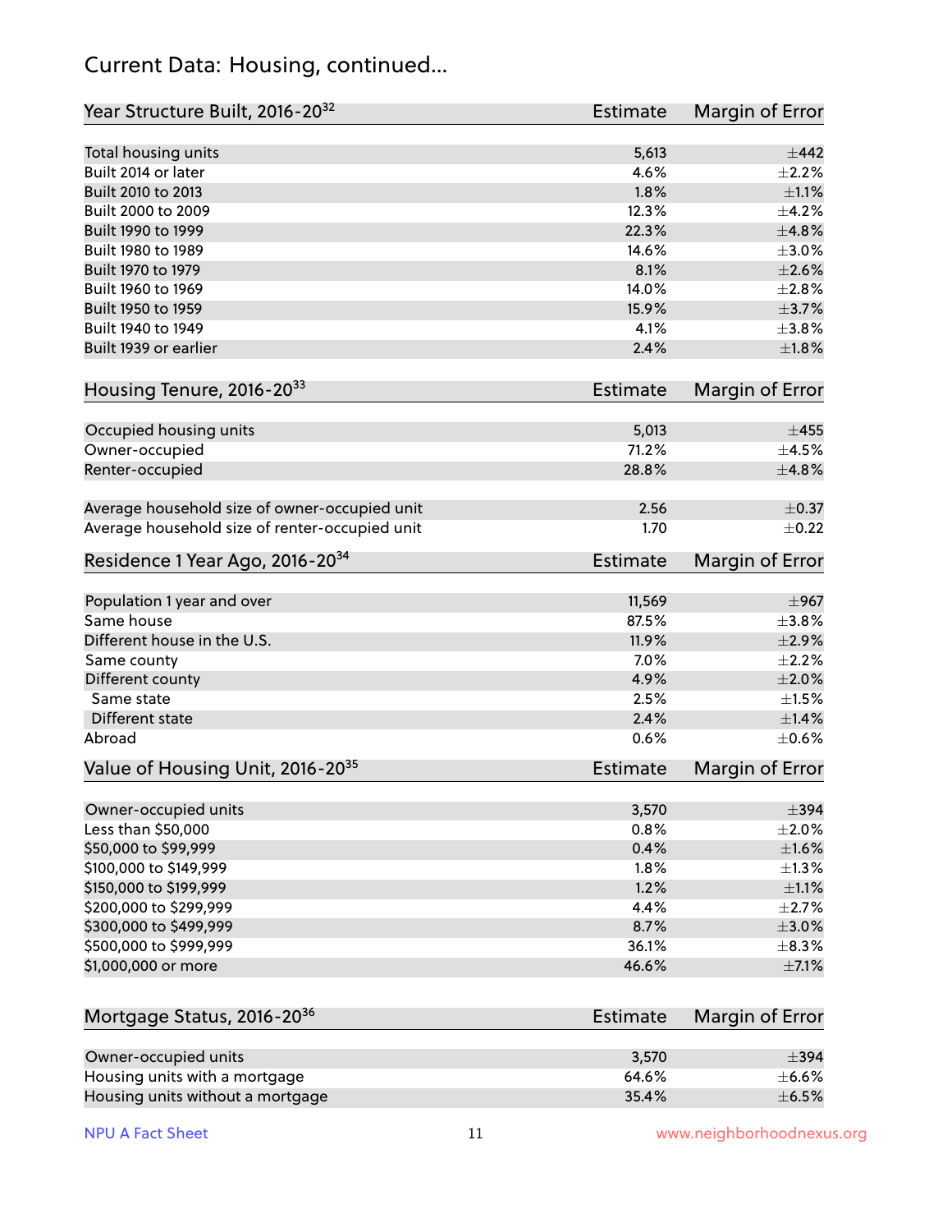## Current Data: Housing, continued...

| Year Structure Built, 2016-20[32] | Estimate | Margin of Error |
|---|---|---|
| Total housing units | 5,613 | ±442 |
| Built 2014 or later | 4.6% | ±2.2% |
| Built 2010 to 2013 | 1.8% | ±1.1% |
| Built 2000 to 2009 | 12.3% | ±4.2% |
| Built 1990 to 1999 | 22.3% | ±4.8% |
| Built 1980 to 1989 | 14.6% | ±3.0% |
| Built 1970 to 1979 | 8.1% | ±2.6% |
| Built 1960 to 1969 | 14.0% | ±2.8% |
| Built 1950 to 1959 | 15.9% | ±3.7% |
| Built 1940 to 1949 | 4.1% | ±3.8% |
| Built 1939 or earlier | 2.4% | ±1.8% |

| Housing Tenure, 2016-20[33] | Estimate | Margin of Error |
|---|---|---|
| Occupied housing units | 5,013 | ±455 |
| Owner-occupied | 71.2% | ±4.5% |
| Renter-occupied | 28.8% | ±4.8% |
| Average household size of owner-occupied unit | 2.56 | ±0.37 |
| Average household size of renter-occupied unit | 1.70 | ±0.22 |

| Residence 1 Year Ago, 2016-20[34] | Estimate | Margin of Error |
|---|---|---|
| Population 1 year and over | 11,569 | ±967 |
| Same house | 87.5% | ±3.8% |
| Different house in the U.S. | 11.9% | ±2.9% |
| Same county | 7.0% | ±2.2% |
| Different county | 4.9% | ±2.0% |
| Same state | 2.5% | ±1.5% |
| Different state | 2.4% | ±1.4% |
| Abroad | 0.6% | ±0.6% |

| Value of Housing Unit, 2016-20[35] | Estimate | Margin of Error |
|---|---|---|
| Owner-occupied units | 3,570 | ±394 |
| Less than $50,000 | 0.8% | ±2.0% |
| $50,000 to $99,999 | 0.4% | ±1.6% |
| $100,000 to $149,999 | 1.8% | ±1.3% |
| $150,000 to $199,999 | 1.2% | ±1.1% |
| $200,000 to $299,999 | 4.4% | ±2.7% |
| $300,000 to $499,999 | 8.7% | ±3.0% |
| $500,000 to $999,999 | 36.1% | ±8.3% |
| $1,000,000 or more | 46.6% | ±7.1% |

| Mortgage Status, 2016-20[36] | Estimate | Margin of Error |
|---|---|---|
| Owner-occupied units | 3,570 | ±394 |
| Housing units with a mortgage | 64.6% | ±6.6% |
| Housing units without a mortgage | 35.4% | ±6.5% |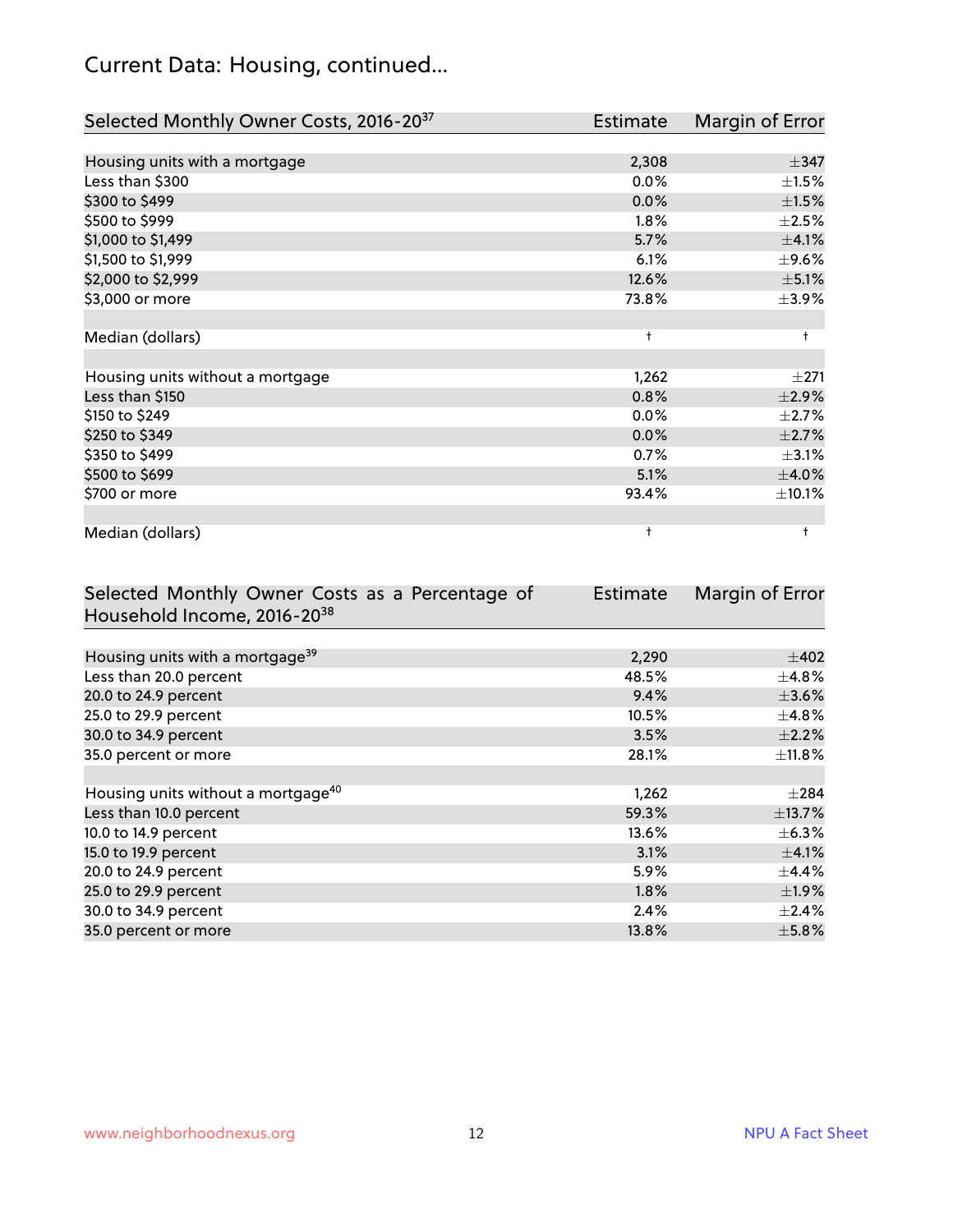## Current Data: Housing, continued...

| Selected Monthly Owner Costs, 2016-20[37] | Estimate | Margin of Error |
|---|---|---|
| Housing units with a mortgage | 2,308 | ±347 |
| Less than $300 | 0.0% | ±1.5% |
| $300 to $499 | 0.0% | ±1.5% |
| $500 to $999 | 1.8% | ±2.5% |
| $1,000 to $1,499 | 5.7% | ±4.1% |
| $1,500 to $1,999 | 6.1% | ±9.6% |
| $2,000 to $2,999 | 12.6% | ±5.1% |
| $3,000 or more | 73.8% | ±3.9% |
| | | |
| Median (dollars) | † | † |
| | | |
| Housing units without a mortgage | 1,262 | ±271 |
| Less than $150 | 0.8% | ±2.9% |
| $150 to $249 | 0.0% | ±2.7% |
| $250 to $349 | 0.0% | ±2.7% |
| $350 to $499 | 0.7% | ±3.1% |
| $500 to $699 | 5.1% | ±4.0% |
| $700 or more | 93.4% | ±10.1% |
| | | |
| Median (dollars) | † | † |

| Selected Monthly Owner Costs as a Percentage of Household Income, 2016-20[38] | Estimate | Margin of Error |
|---|---|---|
| Housing units with a mortgage[39] | 2,290 | ±402 |
| Less than 20.0 percent | 48.5% | ±4.8% |
| 20.0 to 24.9 percent | 9.4% | ±3.6% |
| 25.0 to 29.9 percent | 10.5% | ±4.8% |
| 30.0 to 34.9 percent | 3.5% | ±2.2% |
| 35.0 percent or more | 28.1% | ±11.8% |
| | | |
| Housing units without a mortgage[40] | 1,262 | ±284 |
| Less than 10.0 percent | 59.3% | ±13.7% |
| 10.0 to 14.9 percent | 13.6% | ±6.3% |
| 15.0 to 19.9 percent | 3.1% | ±4.1% |
| 20.0 to 24.9 percent | 5.9% | ±4.4% |
| 25.0 to 29.9 percent | 1.8% | ±1.9% |
| 30.0 to 34.9 percent | 2.4% | ±2.4% |
| 35.0 percent or more | 13.8% | ±5.8% |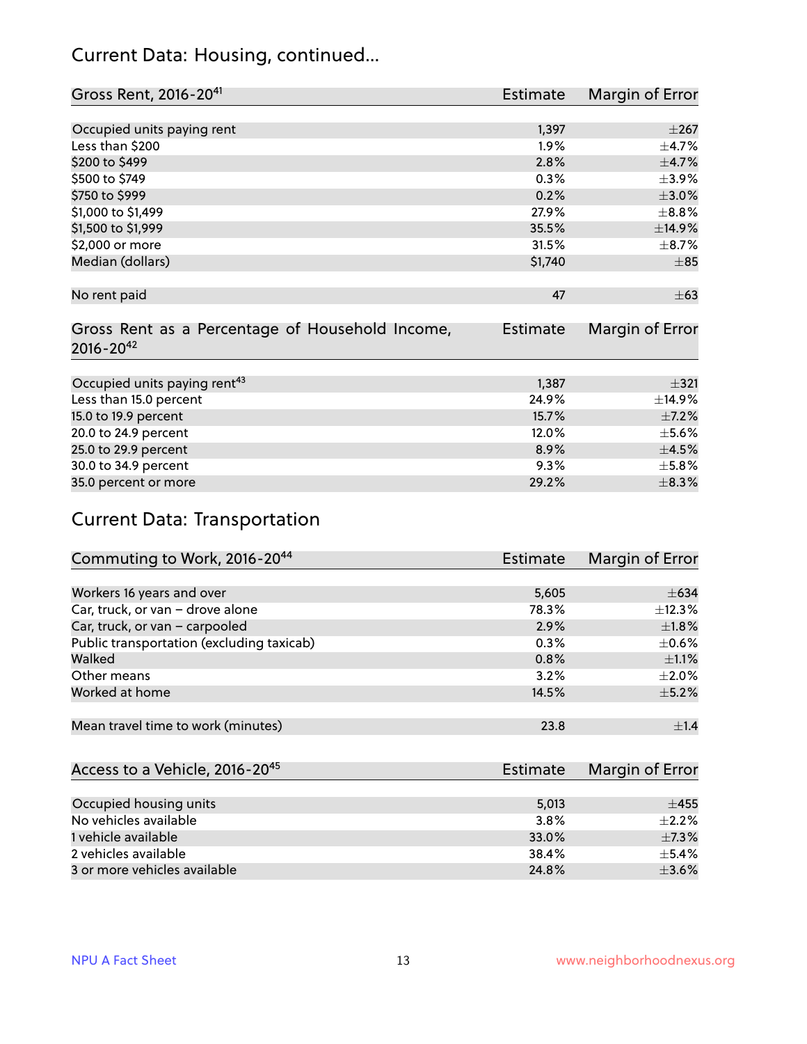## Current Data: Housing, continued...

| Gross Rent, 2016-20[41] | Estimate | Margin of Error |
|---|---|---|
| Occupied units paying rent | 1,397 | ±267 |
| Less than $200 | 1.9% | ±4.7% |
| $200 to $499 | 2.8% | ±4.7% |
| $500 to $749 | 0.3% | ±3.9% |
| $750 to $999 | 0.2% | ±3.0% |
| $1,000 to $1,499 | 27.9% | ±8.8% |
| $1,500 to $1,999 | 35.5% | ±14.9% |
| $2,000 or more | 31.5% | ±8.7% |
| Median (dollars) | $1,740 | ±85 |
| No rent paid | 47 | ±63 |

| Gross Rent as a Percentage of Household Income, 2016-20[42] | Estimate | Margin of Error |
|---|---|---|
| Occupied units paying rent[43] | 1,387 | ±321 |
| Less than 15.0 percent | 24.9% | ±14.9% |
| 15.0 to 19.9 percent | 15.7% | ±7.2% |
| 20.0 to 24.9 percent | 12.0% | ±5.6% |
| 25.0 to 29.9 percent | 8.9% | ±4.5% |
| 30.0 to 34.9 percent | 9.3% | ±5.8% |
| 35.0 percent or more | 29.2% | ±8.3% |

## Current Data: Transportation

| Commuting to Work, 2016-20[44] | Estimate | Margin of Error |
|---|---|---|
| Workers 16 years and over | 5,605 | ±634 |
| Car, truck, or van – drove alone | 78.3% | ±12.3% |
| Car, truck, or van – carpooled | 2.9% | ±1.8% |
| Public transportation (excluding taxicab) | 0.3% | ±0.6% |
| Walked | 0.8% | ±1.1% |
| Other means | 3.2% | ±2.0% |
| Worked at home | 14.5% | ±5.2% |
| Mean travel time to work (minutes) | 23.8 | ±1.4 |

| Access to a Vehicle, 2016-20[45] | Estimate | Margin of Error |
|---|---|---|
| Occupied housing units | 5,013 | ±455 |
| No vehicles available | 3.8% | ±2.2% |
| 1 vehicle available | 33.0% | ±7.3% |
| 2 vehicles available | 38.4% | ±5.4% |
| 3 or more vehicles available | 24.8% | ±3.6% |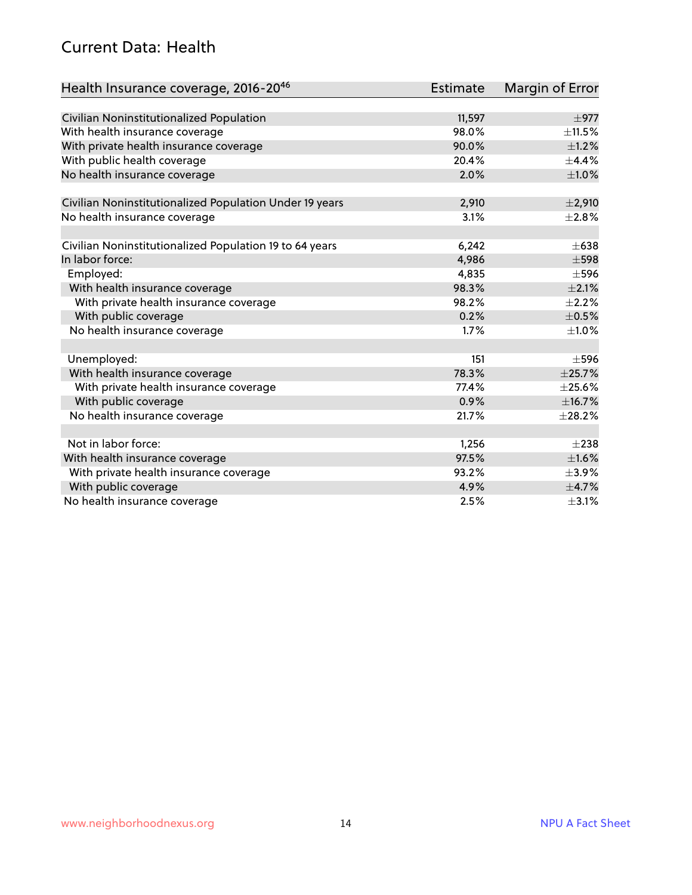## Current Data: Health

| Health Insurance coverage, 2016-20[46] | Estimate | Margin of Error |
|---|---|---|
| Civilian Noninstitutionalized Population | 11,597 | ±977 |
| With health insurance coverage | 98.0% | ±11.5% |
| With private health insurance coverage | 90.0% | ±1.2% |
| With public health coverage | 20.4% | ±4.4% |
| No health insurance coverage | 2.0% | ±1.0% |
| | | |
| Civilian Noninstitutionalized Population Under 19 years | 2,910 | ±2,910 |
| No health insurance coverage | 3.1% | ±2.8% |
| | | |
| Civilian Noninstitutionalized Population 19 to 64 years | 6,242 | ±638 |
| In labor force: | 4,986 | ±598 |
| Employed: | 4,835 | ±596 |
| With health insurance coverage | 98.3% | ±2.1% |
| With private health insurance coverage | 98.2% | ±2.2% |
| With public coverage | 0.2% | ±0.5% |
| No health insurance coverage | 1.7% | ±1.0% |
| | | |
| Unemployed: | 151 | ±596 |
| With health insurance coverage | 78.3% | ±25.7% |
| With private health insurance coverage | 77.4% | ±25.6% |
| With public coverage | 0.9% | ±16.7% |
| No health insurance coverage | 21.7% | ±28.2% |
| | | |
| Not in labor force: | 1,256 | ±238 |
| With health insurance coverage | 97.5% | ±1.6% |
| With private health insurance coverage | 93.2% | ±3.9% |
| With public coverage | 4.9% | ±4.7% |
| No health insurance coverage | 2.5% | ±3.1% |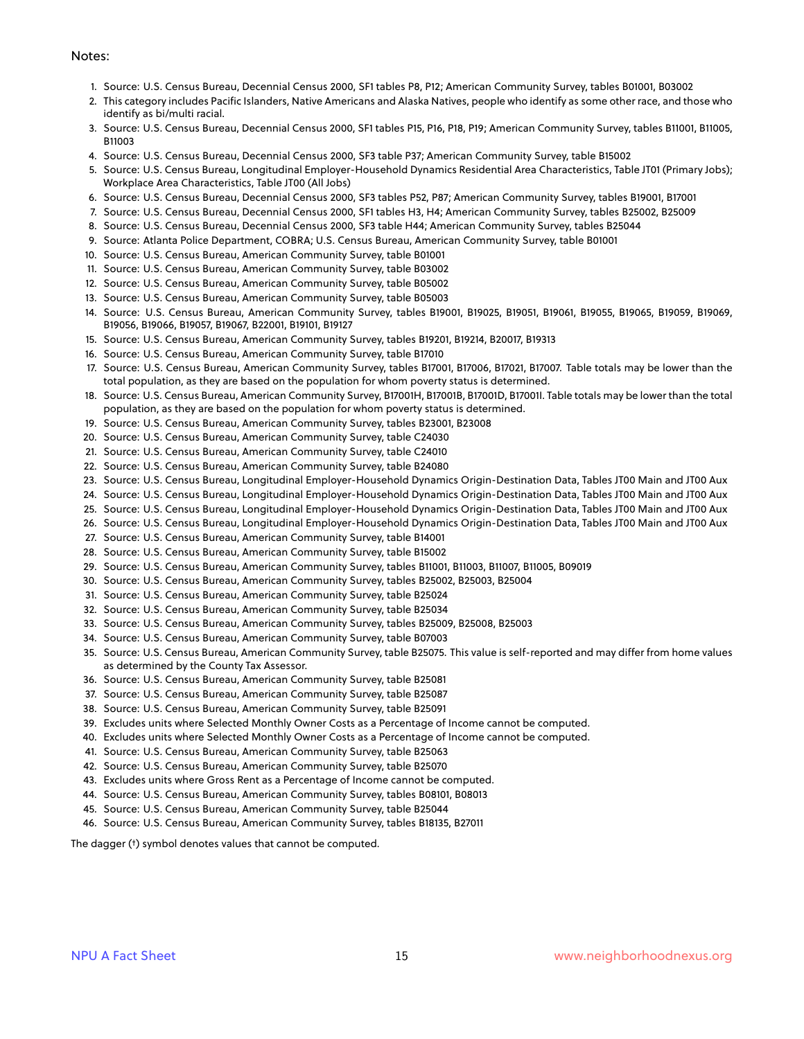Notes:

1. Source: U.S. Census Bureau, Decennial Census 2000, SF1 tables P8, P12; American Community Survey, tables B01001, B03002
2. This category includes Pacific Islanders, Native Americans and Alaska Natives, people who identify as some other race, and those who identify as bi/multi racial.
3. Source: U.S. Census Bureau, Decennial Census 2000, SF1 tables P15, P16, P18, P19; American Community Survey, tables B11001, B11005, B11003
4. Source: U.S. Census Bureau, Decennial Census 2000, SF3 table P37; American Community Survey, table B15002
5. Source: U.S. Census Bureau, Longitudinal Employer-Household Dynamics Residential Area Characteristics, Table JT01 (Primary Jobs); Workplace Area Characteristics, Table JT00 (All Jobs)
6. Source: U.S. Census Bureau, Decennial Census 2000, SF3 tables P52, P87; American Community Survey, tables B19001, B17001
7. Source: U.S. Census Bureau, Decennial Census 2000, SF1 tables H3, H4; American Community Survey, tables B25002, B25009
8. Source: U.S. Census Bureau, Decennial Census 2000, SF3 table H44; American Community Survey, tables B25044
9. Source: Atlanta Police Department, COBRA; U.S. Census Bureau, American Community Survey, table B01001
10. Source: U.S. Census Bureau, American Community Survey, table B01001
11. Source: U.S. Census Bureau, American Community Survey, table B03002
12. Source: U.S. Census Bureau, American Community Survey, table B05002
13. Source: U.S. Census Bureau, American Community Survey, table B05003
14. Source: U.S. Census Bureau, American Community Survey, tables B19001, B19025, B19051, B19061, B19055, B19065, B19059, B19069, B19056, B19066, B19057, B19067, B22001, B19101, B19127
15. Source: U.S. Census Bureau, American Community Survey, tables B19201, B19214, B20017, B19313
16. Source: U.S. Census Bureau, American Community Survey, table B17010
17. Source: U.S. Census Bureau, American Community Survey, tables B17001, B17006, B17021, B17007. Table totals may be lower than the total population, as they are based on the population for whom poverty status is determined.
18. Source: U.S. Census Bureau, American Community Survey, B17001H, B17001B, B17001D, B17001I. Table totals may be lower than the total population, as they are based on the population for whom poverty status is determined.
19. Source: U.S. Census Bureau, American Community Survey, tables B23001, B23008
20. Source: U.S. Census Bureau, American Community Survey, table C24030
21. Source: U.S. Census Bureau, American Community Survey, table C24010
22. Source: U.S. Census Bureau, American Community Survey, table B24080
23. Source: U.S. Census Bureau, Longitudinal Employer-Household Dynamics Origin-Destination Data, Tables JT00 Main and JT00 Aux
24. Source: U.S. Census Bureau, Longitudinal Employer-Household Dynamics Origin-Destination Data, Tables JT00 Main and JT00 Aux
25. Source: U.S. Census Bureau, Longitudinal Employer-Household Dynamics Origin-Destination Data, Tables JT00 Main and JT00 Aux
26. Source: U.S. Census Bureau, Longitudinal Employer-Household Dynamics Origin-Destination Data, Tables JT00 Main and JT00 Aux
27. Source: U.S. Census Bureau, American Community Survey, table B14001
28. Source: U.S. Census Bureau, American Community Survey, table B15002
29. Source: U.S. Census Bureau, American Community Survey, tables B11001, B11003, B11007, B11005, B09019
30. Source: U.S. Census Bureau, American Community Survey, tables B25002, B25003, B25004
31. Source: U.S. Census Bureau, American Community Survey, table B25024
32. Source: U.S. Census Bureau, American Community Survey, table B25034
33. Source: U.S. Census Bureau, American Community Survey, tables B25009, B25008, B25003
34. Source: U.S. Census Bureau, American Community Survey, table B07003
35. Source: U.S. Census Bureau, American Community Survey, table B25075. This value is self-reported and may differ from home values as determined by the County Tax Assessor.
36. Source: U.S. Census Bureau, American Community Survey, table B25081
37. Source: U.S. Census Bureau, American Community Survey, table B25087
38. Source: U.S. Census Bureau, American Community Survey, table B25091
39. Excludes units where Selected Monthly Owner Costs as a Percentage of Income cannot be computed.
40. Excludes units where Selected Monthly Owner Costs as a Percentage of Income cannot be computed.
41. Source: U.S. Census Bureau, American Community Survey, table B25063
42. Source: U.S. Census Bureau, American Community Survey, table B25070
43. Excludes units where Gross Rent as a Percentage of Income cannot be computed.
44. Source: U.S. Census Bureau, American Community Survey, tables B08101, B08013
45. Source: U.S. Census Bureau, American Community Survey, table B25044
46. Source: U.S. Census Bureau, American Community Survey, tables B18135, B27011

The dagger (†) symbol denotes values that cannot be computed.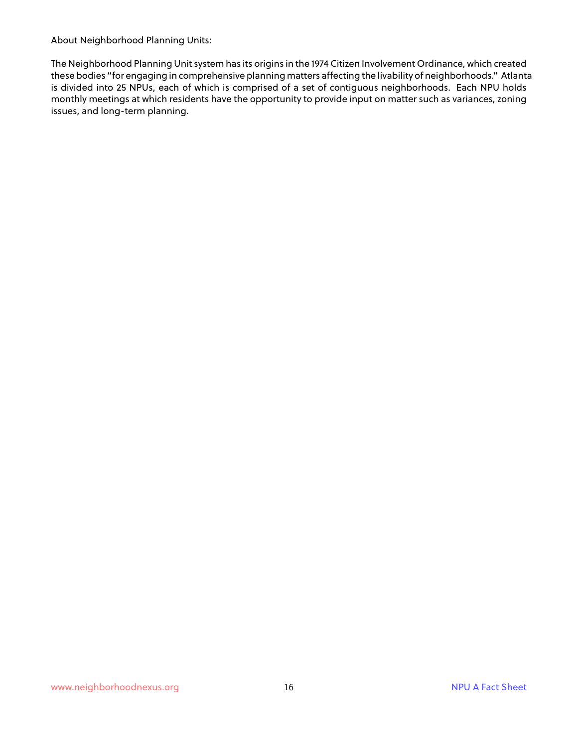About Neighborhood Planning Units:

The Neighborhood Planning Unit system has its origins in the 1974 Citizen Involvement Ordinance, which created these bodies "for engaging in comprehensive planning matters affecting the livability of neighborhoods." Atlanta is divided into 25 NPUs, each of which is comprised of a set of contiguous neighborhoods. Each NPU holds monthly meetings at which residents have the opportunity to provide input on matter such as variances, zoning issues, and long-term planning.